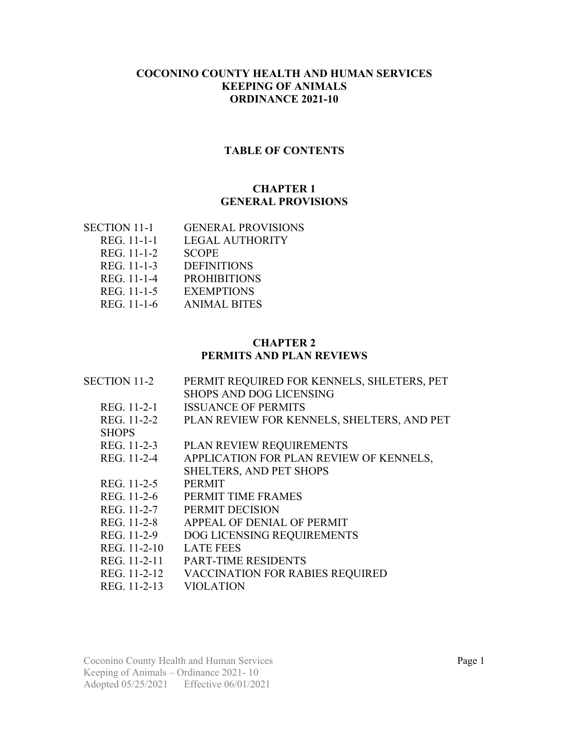# COCONINO COUNTY HEALTH AND HUMAN SERVICES
# KEEPING OF ANIMALS
# ORDINANCE 2021-10

## TABLE OF CONTENTS

## CHAPTER 1
## GENERAL PROVISIONS

| | |
|---|---|
| SECTION 11-1 | GENERAL PROVISIONS |
| REG. 11-1-1 | LEGAL AUTHORITY |
| REG. 11-1-2 | SCOPE |
| REG. 11-1-3 | DEFINITIONS |
| REG. 11-1-4 | PROHIBITIONS |
| REG. 11-1-5 | EXEMPTIONS |
| REG. 11-1-6 | ANIMAL BITES |

## CHAPTER 2
## PERMITS AND PLAN REVIEWS

| | |
|---|---|
| SECTION 11-2 | PERMIT REQUIRED FOR KENNELS, SHLETERS, PET SHOPS AND DOG LICENSING |
| REG. 11-2-1 | ISSUANCE OF PERMITS |
| REG. 11-2-2 | PLAN REVIEW FOR KENNELS, SHELTERS, AND PET SHOPS |
| REG. 11-2-3 | PLAN REVIEW REQUIREMENTS |
| REG. 11-2-4 | APPLICATION FOR PLAN REVIEW OF KENNELS, SHELTERS, AND PET SHOPS |
| REG. 11-2-5 | PERMIT |
| REG. 11-2-6 | PERMIT TIME FRAMES |
| REG. 11-2-7 | PERMIT DECISION |
| REG. 11-2-8 | APPEAL OF DENIAL OF PERMIT |
| REG. 11-2-9 | DOG LICENSING REQUIREMENTS |
| REG. 11-2-10 | LATE FEES |
| REG. 11-2-11 | PART-TIME RESIDENTS |
| REG. 11-2-12 | VACCINATION FOR RABIES REQUIRED |
| REG. 11-2-13 | VIOLATION |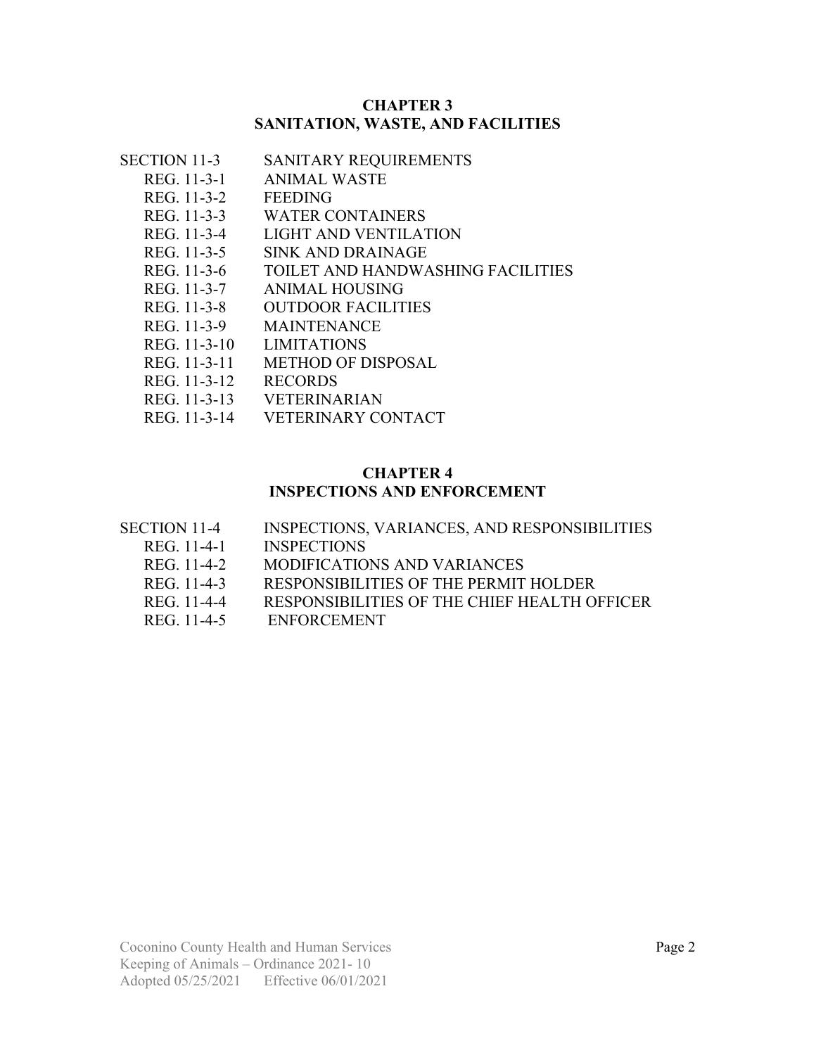## CHAPTER 3
## SANITATION, WASTE, AND FACILITIES

SECTION 11-3 SANITARY REQUIREMENTS

- REG. 11-3-1 ANIMAL WASTE
- REG. 11-3-2 FEEDING
- REG. 11-3-3 WATER CONTAINERS
- REG. 11-3-4 LIGHT AND VENTILATION
- REG. 11-3-5 SINK AND DRAINAGE
- REG. 11-3-6 TOILET AND HANDWASHING FACILITIES
- REG. 11-3-7 ANIMAL HOUSING
- REG. 11-3-8 OUTDOOR FACILITIES
- REG. 11-3-9 MAINTENANCE
- REG. 11-3-10 LIMITATIONS
- REG. 11-3-11 METHOD OF DISPOSAL
- REG. 11-3-12 RECORDS
- REG. 11-3-13 VETERINARIAN
- REG. 11-3-14 VETERINARY CONTACT

## CHAPTER 4
## INSPECTIONS AND ENFORCEMENT

SECTION 11-4 INSPECTIONS, VARIANCES, AND RESPONSIBILITIES

- REG. 11-4-1 INSPECTIONS
- REG. 11-4-2 MODIFICATIONS AND VARIANCES
- REG. 11-4-3 RESPONSIBILITIES OF THE PERMIT HOLDER
- REG. 11-4-4 RESPONSIBILITIES OF THE CHIEF HEALTH OFFICER
- REG. 11-4-5 ENFORCEMENT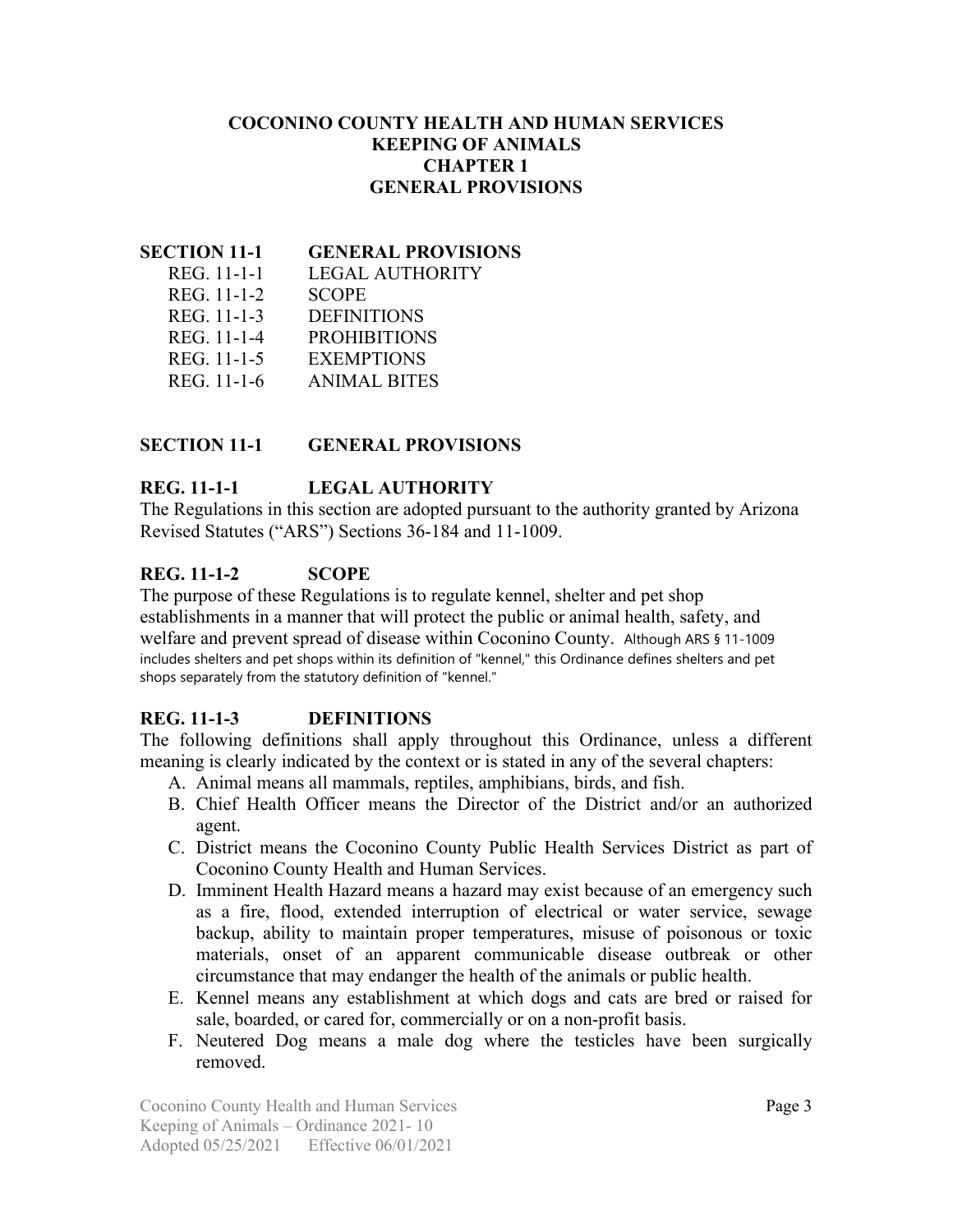# COCONINO COUNTY HEALTH AND HUMAN SERVICES
# KEEPING OF ANIMALS
# CHAPTER 1
# GENERAL PROVISIONS

**SECTION 11-1 GENERAL PROVISIONS**

- REG. 11-1-1 LEGAL AUTHORITY
- REG. 11-1-2 SCOPE
- REG. 11-1-3 DEFINITIONS
- REG. 11-1-4 PROHIBITIONS
- REG. 11-1-5 EXEMPTIONS
- REG. 11-1-6 ANIMAL BITES

## SECTION 11-1 GENERAL PROVISIONS

### REG. 11-1-1 LEGAL AUTHORITY

The Regulations in this section are adopted pursuant to the authority granted by Arizona Revised Statutes ("ARS") Sections 36-184 and 11-1009.

### REG. 11-1-2 SCOPE

The purpose of these Regulations is to regulate kennel, shelter and pet shop establishments in a manner that will protect the public or animal health, safety, and welfare and prevent spread of disease within Coconino County. Although ARS § 11-1009 includes shelters and pet shops within its definition of "kennel," this Ordinance defines shelters and pet shops separately from the statutory definition of "kennel."

### REG. 11-1-3 DEFINITIONS

The following definitions shall apply throughout this Ordinance, unless a different meaning is clearly indicated by the context or is stated in any of the several chapters:

A. Animal means all mammals, reptiles, amphibians, birds, and fish.
B. Chief Health Officer means the Director of the District and/or an authorized agent.
C. District means the Coconino County Public Health Services District as part of Coconino County Health and Human Services.
D. Imminent Health Hazard means a hazard may exist because of an emergency such as a fire, flood, extended interruption of electrical or water service, sewage backup, ability to maintain proper temperatures, misuse of poisonous or toxic materials, onset of an apparent communicable disease outbreak or other circumstance that may endanger the health of the animals or public health.
E. Kennel means any establishment at which dogs and cats are bred or raised for sale, boarded, or cared for, commercially or on a non-profit basis.
F. Neutered Dog means a male dog where the testicles have been surgically removed.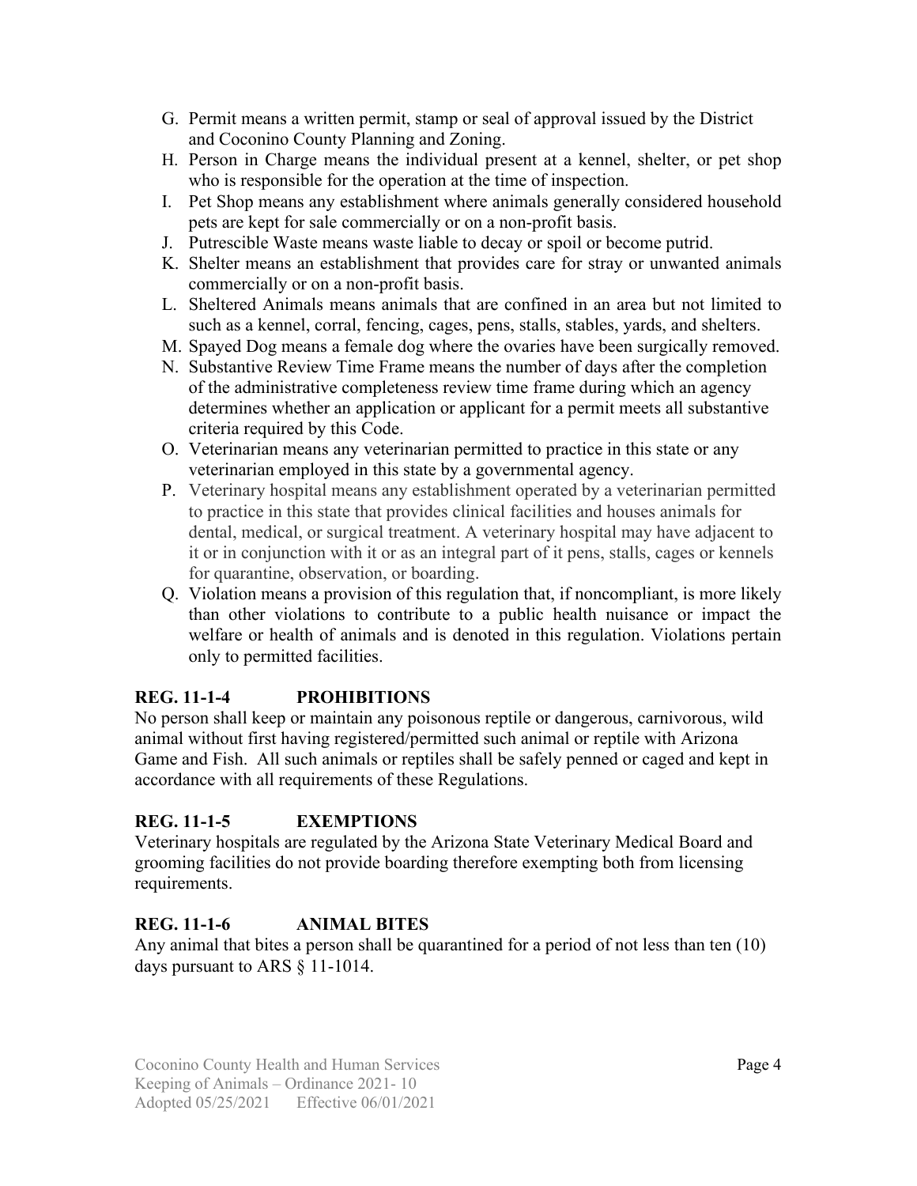G. Permit means a written permit, stamp or seal of approval issued by the District and Coconino County Planning and Zoning.
H. Person in Charge means the individual present at a kennel, shelter, or pet shop who is responsible for the operation at the time of inspection.
I. Pet Shop means any establishment where animals generally considered household pets are kept for sale commercially or on a non-profit basis.
J. Putrescible Waste means waste liable to decay or spoil or become putrid.
K. Shelter means an establishment that provides care for stray or unwanted animals commercially or on a non-profit basis.
L. Sheltered Animals means animals that are confined in an area but not limited to such as a kennel, corral, fencing, cages, pens, stalls, stables, yards, and shelters.
M. Spayed Dog means a female dog where the ovaries have been surgically removed.
N. Substantive Review Time Frame means the number of days after the completion of the administrative completeness review time frame during which an agency determines whether an application or applicant for a permit meets all substantive criteria required by this Code.
O. Veterinarian means any veterinarian permitted to practice in this state or any veterinarian employed in this state by a governmental agency.
P. Veterinary hospital means any establishment operated by a veterinarian permitted to practice in this state that provides clinical facilities and houses animals for dental, medical, or surgical treatment. A veterinary hospital may have adjacent to it or in conjunction with it or as an integral part of it pens, stalls, cages or kennels for quarantine, observation, or boarding.
Q. Violation means a provision of this regulation that, if noncompliant, is more likely than other violations to contribute to a public health nuisance or impact the welfare or health of animals and is denoted in this regulation. Violations pertain only to permitted facilities.

## REG. 11-1-4 PROHIBITIONS

No person shall keep or maintain any poisonous reptile or dangerous, carnivorous, wild animal without first having registered/permitted such animal or reptile with Arizona Game and Fish. All such animals or reptiles shall be safely penned or caged and kept in accordance with all requirements of these Regulations.

## REG. 11-1-5 EXEMPTIONS

Veterinary hospitals are regulated by the Arizona State Veterinary Medical Board and grooming facilities do not provide boarding therefore exempting both from licensing requirements.

## REG. 11-1-6 ANIMAL BITES

Any animal that bites a person shall be quarantined for a period of not less than ten (10) days pursuant to ARS § 11-1014.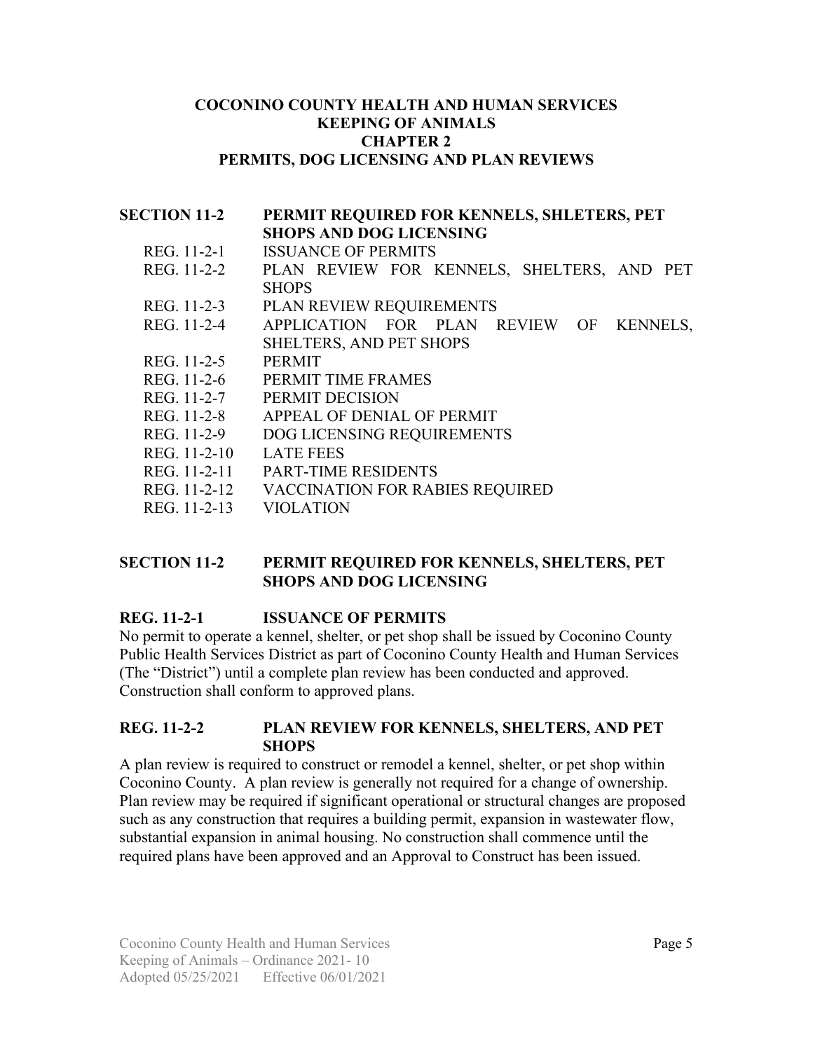# COCONINO COUNTY HEALTH AND HUMAN SERVICES
# KEEPING OF ANIMALS
# CHAPTER 2
# PERMITS, DOG LICENSING AND PLAN REVIEWS

| | |
|---|---|
| **SECTION 11-2** | **PERMIT REQUIRED FOR KENNELS, SHLETERS, PET SHOPS AND DOG LICENSING** |
| REG. 11-2-1 | ISSUANCE OF PERMITS |
| REG. 11-2-2 | PLAN REVIEW FOR KENNELS, SHELTERS, AND PET SHOPS |
| REG. 11-2-3 | PLAN REVIEW REQUIREMENTS |
| REG. 11-2-4 | APPLICATION FOR PLAN REVIEW OF KENNELS, SHELTERS, AND PET SHOPS |
| REG. 11-2-5 | PERMIT |
| REG. 11-2-6 | PERMIT TIME FRAMES |
| REG. 11-2-7 | PERMIT DECISION |
| REG. 11-2-8 | APPEAL OF DENIAL OF PERMIT |
| REG. 11-2-9 | DOG LICENSING REQUIREMENTS |
| REG. 11-2-10 | LATE FEES |
| REG. 11-2-11 | PART-TIME RESIDENTS |
| REG. 11-2-12 | VACCINATION FOR RABIES REQUIRED |
| REG. 11-2-13 | VIOLATION |

## SECTION 11-2 PERMIT REQUIRED FOR KENNELS, SHELTERS, PET SHOPS AND DOG LICENSING

### REG. 11-2-1 ISSUANCE OF PERMITS

No permit to operate a kennel, shelter, or pet shop shall be issued by Coconino County Public Health Services District as part of Coconino County Health and Human Services (The "District") until a complete plan review has been conducted and approved. Construction shall conform to approved plans.

### REG. 11-2-2 PLAN REVIEW FOR KENNELS, SHELTERS, AND PET SHOPS

A plan review is required to construct or remodel a kennel, shelter, or pet shop within Coconino County. A plan review is generally not required for a change of ownership. Plan review may be required if significant operational or structural changes are proposed such as any construction that requires a building permit, expansion in wastewater flow, substantial expansion in animal housing. No construction shall commence until the required plans have been approved and an Approval to Construct has been issued.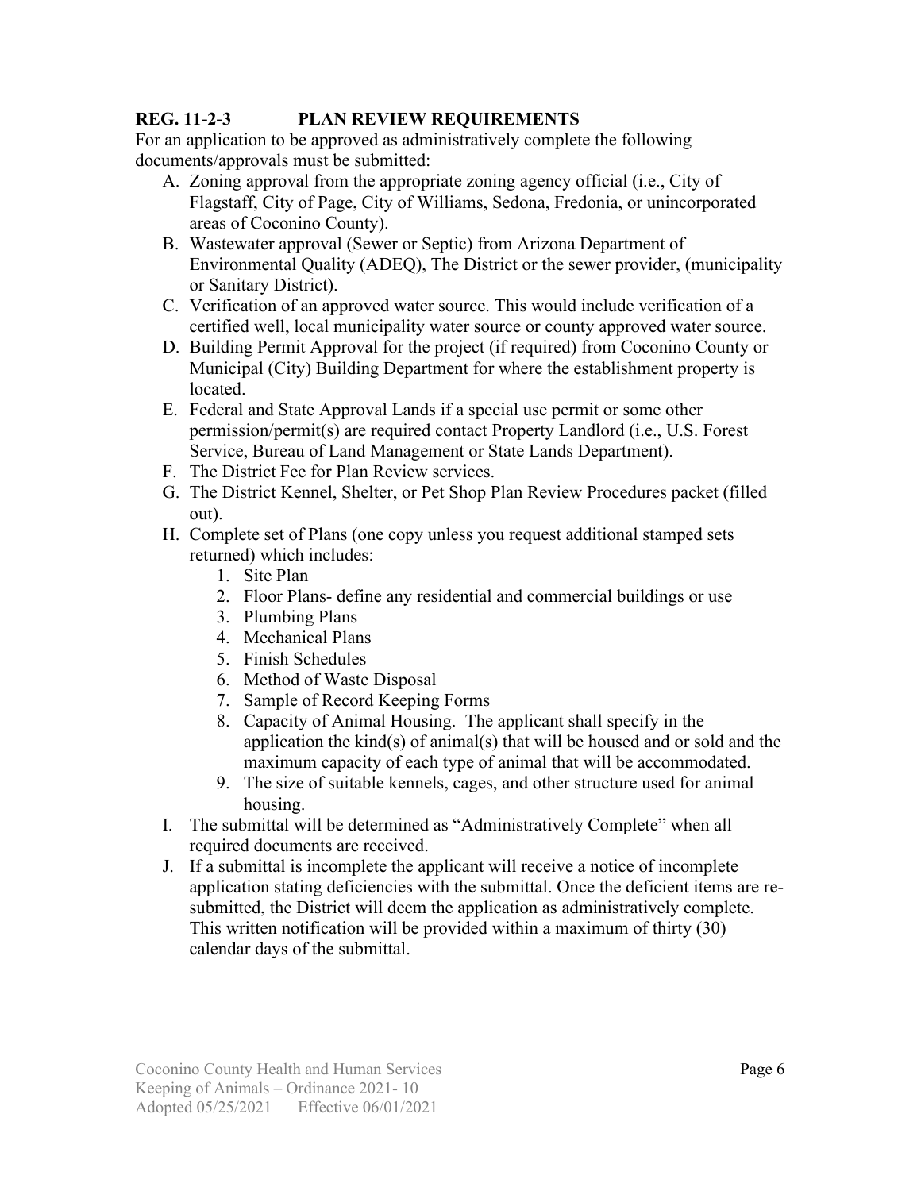### REG. 11-2-3 PLAN REVIEW REQUIREMENTS

For an application to be approved as administratively complete the following documents/approvals must be submitted:

A. Zoning approval from the appropriate zoning agency official (i.e., City of Flagstaff, City of Page, City of Williams, Sedona, Fredonia, or unincorporated areas of Coconino County).
B. Wastewater approval (Sewer or Septic) from Arizona Department of Environmental Quality (ADEQ), The District or the sewer provider, (municipality or Sanitary District).
C. Verification of an approved water source. This would include verification of a certified well, local municipality water source or county approved water source.
D. Building Permit Approval for the project (if required) from Coconino County or Municipal (City) Building Department for where the establishment property is located.
E. Federal and State Approval Lands if a special use permit or some other permission/permit(s) are required contact Property Landlord (i.e., U.S. Forest Service, Bureau of Land Management or State Lands Department).
F. The District Fee for Plan Review services.
G. The District Kennel, Shelter, or Pet Shop Plan Review Procedures packet (filled out).
H. Complete set of Plans (one copy unless you request additional stamped sets returned) which includes:
   1. Site Plan
   2. Floor Plans- define any residential and commercial buildings or use
   3. Plumbing Plans
   4. Mechanical Plans
   5. Finish Schedules
   6. Method of Waste Disposal
   7. Sample of Record Keeping Forms
   8. Capacity of Animal Housing. The applicant shall specify in the application the kind(s) of animal(s) that will be housed and or sold and the maximum capacity of each type of animal that will be accommodated.
   9. The size of suitable kennels, cages, and other structure used for animal housing.
I. The submittal will be determined as "Administratively Complete" when all required documents are received.
J. If a submittal is incomplete the applicant will receive a notice of incomplete application stating deficiencies with the submittal. Once the deficient items are re-submitted, the District will deem the application as administratively complete. This written notification will be provided within a maximum of thirty (30) calendar days of the submittal.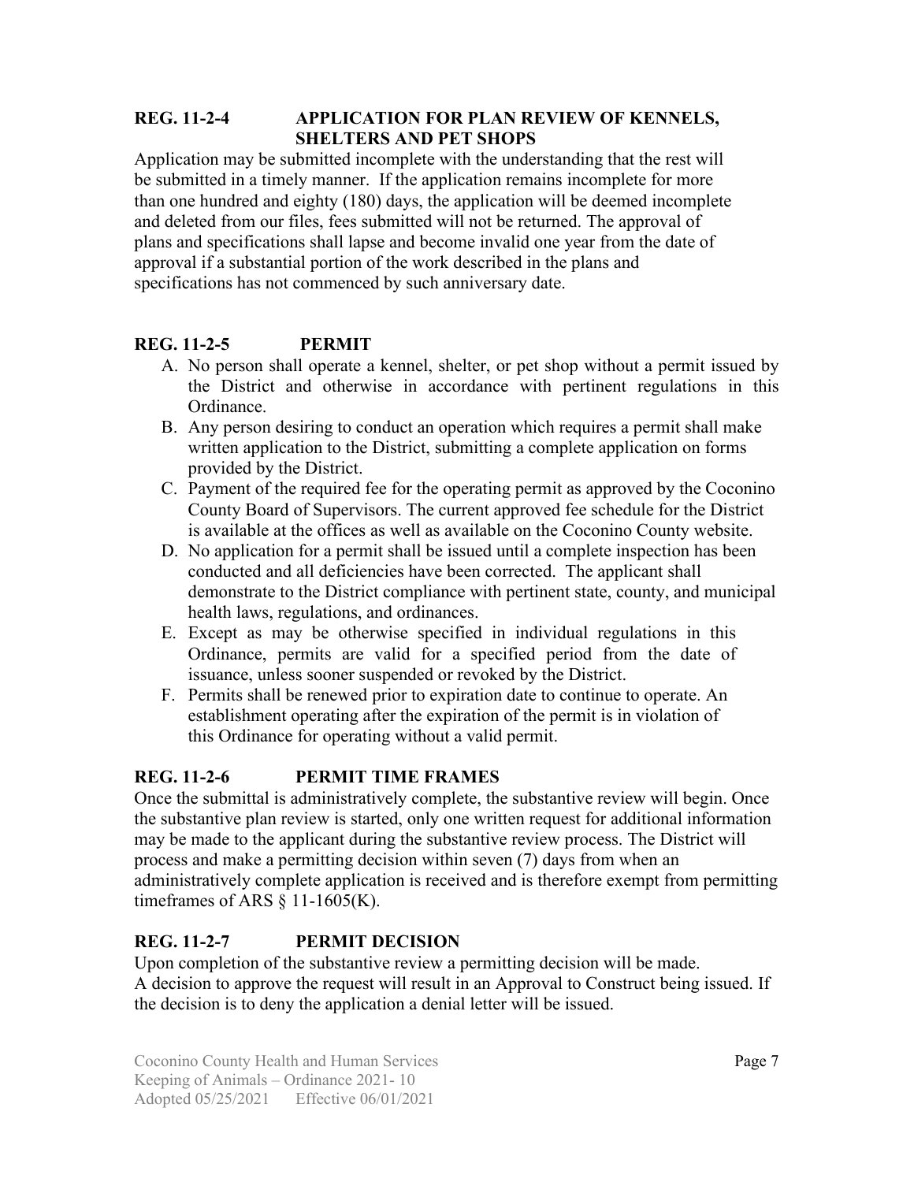## REG. 11-2-4 APPLICATION FOR PLAN REVIEW OF KENNELS, SHELTERS AND PET SHOPS

Application may be submitted incomplete with the understanding that the rest will be submitted in a timely manner. If the application remains incomplete for more than one hundred and eighty (180) days, the application will be deemed incomplete and deleted from our files, fees submitted will not be returned. The approval of plans and specifications shall lapse and become invalid one year from the date of approval if a substantial portion of the work described in the plans and specifications has not commenced by such anniversary date.

## REG. 11-2-5 PERMIT

A. No person shall operate a kennel, shelter, or pet shop without a permit issued by the District and otherwise in accordance with pertinent regulations in this Ordinance.
B. Any person desiring to conduct an operation which requires a permit shall make written application to the District, submitting a complete application on forms provided by the District.
C. Payment of the required fee for the operating permit as approved by the Coconino County Board of Supervisors. The current approved fee schedule for the District is available at the offices as well as available on the Coconino County website.
D. No application for a permit shall be issued until a complete inspection has been conducted and all deficiencies have been corrected. The applicant shall demonstrate to the District compliance with pertinent state, county, and municipal health laws, regulations, and ordinances.
E. Except as may be otherwise specified in individual regulations in this Ordinance, permits are valid for a specified period from the date of issuance, unless sooner suspended or revoked by the District.
F. Permits shall be renewed prior to expiration date to continue to operate. An establishment operating after the expiration of the permit is in violation of this Ordinance for operating without a valid permit.

## REG. 11-2-6 PERMIT TIME FRAMES

Once the submittal is administratively complete, the substantive review will begin. Once the substantive plan review is started, only one written request for additional information may be made to the applicant during the substantive review process. The District will process and make a permitting decision within seven (7) days from when an administratively complete application is received and is therefore exempt from permitting timeframes of ARS § 11-1605(K).

## REG. 11-2-7 PERMIT DECISION

Upon completion of the substantive review a permitting decision will be made. A decision to approve the request will result in an Approval to Construct being issued. If the decision is to deny the application a denial letter will be issued.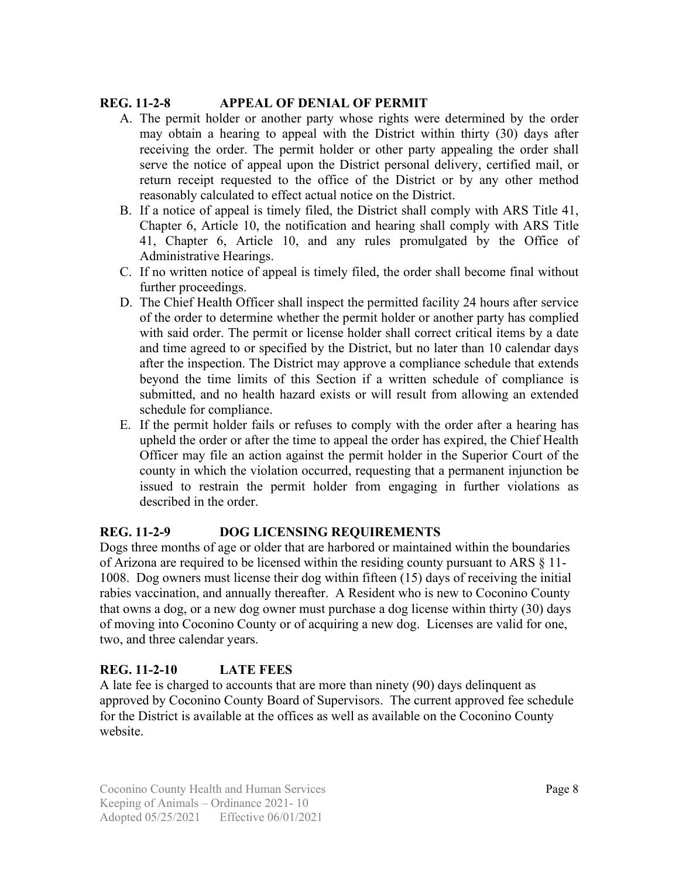## REG. 11-2-8 APPEAL OF DENIAL OF PERMIT

A. The permit holder or another party whose rights were determined by the order may obtain a hearing to appeal with the District within thirty (30) days after receiving the order. The permit holder or other party appealing the order shall serve the notice of appeal upon the District personal delivery, certified mail, or return receipt requested to the office of the District or by any other method reasonably calculated to effect actual notice on the District.
B. If a notice of appeal is timely filed, the District shall comply with ARS Title 41, Chapter 6, Article 10, the notification and hearing shall comply with ARS Title 41, Chapter 6, Article 10, and any rules promulgated by the Office of Administrative Hearings.
C. If no written notice of appeal is timely filed, the order shall become final without further proceedings.
D. The Chief Health Officer shall inspect the permitted facility 24 hours after service of the order to determine whether the permit holder or another party has complied with said order. The permit or license holder shall correct critical items by a date and time agreed to or specified by the District, but no later than 10 calendar days after the inspection. The District may approve a compliance schedule that extends beyond the time limits of this Section if a written schedule of compliance is submitted, and no health hazard exists or will result from allowing an extended schedule for compliance.
E. If the permit holder fails or refuses to comply with the order after a hearing has upheld the order or after the time to appeal the order has expired, the Chief Health Officer may file an action against the permit holder in the Superior Court of the county in which the violation occurred, requesting that a permanent injunction be issued to restrain the permit holder from engaging in further violations as described in the order.

## REG. 11-2-9 DOG LICENSING REQUIREMENTS

Dogs three months of age or older that are harbored or maintained within the boundaries of Arizona are required to be licensed within the residing county pursuant to ARS § 11-1008. Dog owners must license their dog within fifteen (15) days of receiving the initial rabies vaccination, and annually thereafter. A Resident who is new to Coconino County that owns a dog, or a new dog owner must purchase a dog license within thirty (30) days of moving into Coconino County or of acquiring a new dog. Licenses are valid for one, two, and three calendar years.

## REG. 11-2-10 LATE FEES

A late fee is charged to accounts that are more than ninety (90) days delinquent as approved by Coconino County Board of Supervisors. The current approved fee schedule for the District is available at the offices as well as available on the Coconino County website.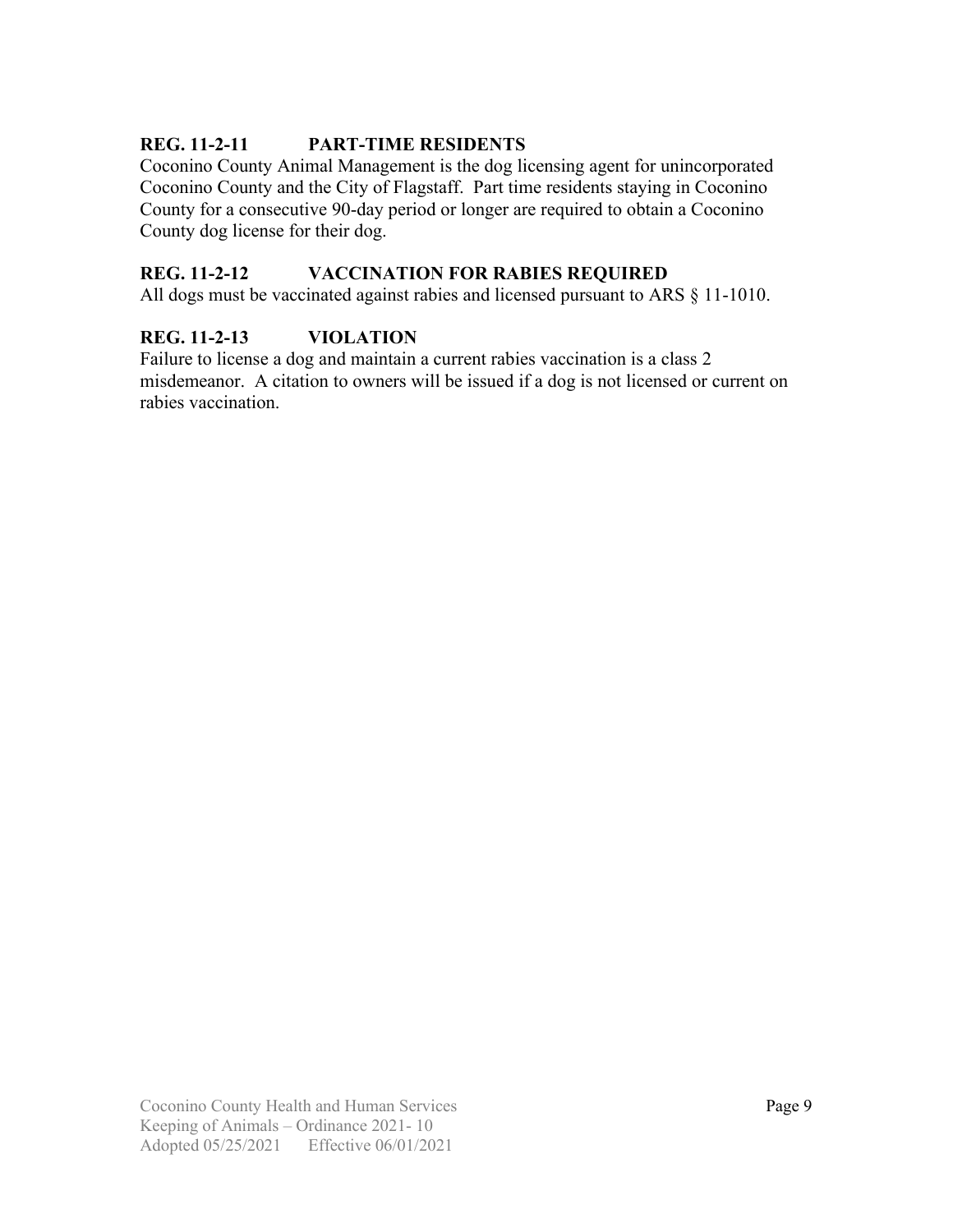### REG. 11-2-11 PART-TIME RESIDENTS

Coconino County Animal Management is the dog licensing agent for unincorporated Coconino County and the City of Flagstaff. Part time residents staying in Coconino County for a consecutive 90-day period or longer are required to obtain a Coconino County dog license for their dog.

### REG. 11-2-12 VACCINATION FOR RABIES REQUIRED

All dogs must be vaccinated against rabies and licensed pursuant to ARS § 11-1010.

### REG. 11-2-13 VIOLATION

Failure to license a dog and maintain a current rabies vaccination is a class 2 misdemeanor. A citation to owners will be issued if a dog is not licensed or current on rabies vaccination.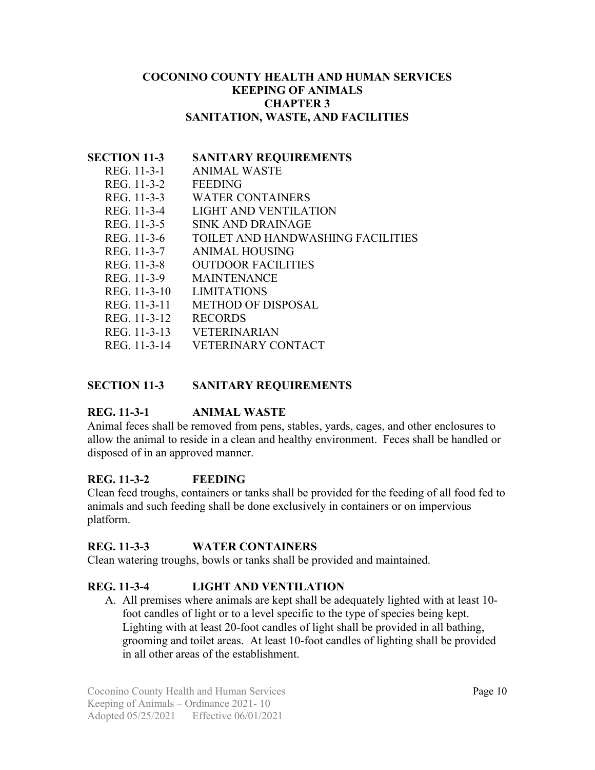# COCONINO COUNTY HEALTH AND HUMAN SERVICES
# KEEPING OF ANIMALS
# CHAPTER 3
# SANITATION, WASTE, AND FACILITIES

**SECTION 11-3 SANITARY REQUIREMENTS**

- REG. 11-3-1 ANIMAL WASTE
- REG. 11-3-2 FEEDING
- REG. 11-3-3 WATER CONTAINERS
- REG. 11-3-4 LIGHT AND VENTILATION
- REG. 11-3-5 SINK AND DRAINAGE
- REG. 11-3-6 TOILET AND HANDWASHING FACILITIES
- REG. 11-3-7 ANIMAL HOUSING
- REG. 11-3-8 OUTDOOR FACILITIES
- REG. 11-3-9 MAINTENANCE
- REG. 11-3-10 LIMITATIONS
- REG. 11-3-11 METHOD OF DISPOSAL
- REG. 11-3-12 RECORDS
- REG. 11-3-13 VETERINARIAN
- REG. 11-3-14 VETERINARY CONTACT

## SECTION 11-3 SANITARY REQUIREMENTS

### REG. 11-3-1 ANIMAL WASTE

Animal feces shall be removed from pens, stables, yards, cages, and other enclosures to allow the animal to reside in a clean and healthy environment. Feces shall be handled or disposed of in an approved manner.

### REG. 11-3-2 FEEDING

Clean feed troughs, containers or tanks shall be provided for the feeding of all food fed to animals and such feeding shall be done exclusively in containers or on impervious platform.

### REG. 11-3-3 WATER CONTAINERS

Clean watering troughs, bowls or tanks shall be provided and maintained.

### REG. 11-3-4 LIGHT AND VENTILATION

A. All premises where animals are kept shall be adequately lighted with at least 10-foot candles of light or to a level specific to the type of species being kept. Lighting with at least 20-foot candles of light shall be provided in all bathing, grooming and toilet areas. At least 10-foot candles of lighting shall be provided in all other areas of the establishment.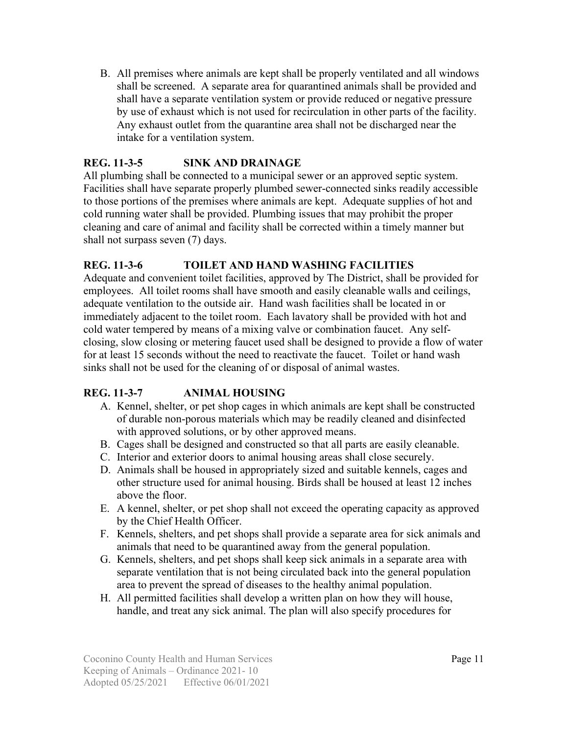B. All premises where animals are kept shall be properly ventilated and all windows shall be screened. A separate area for quarantined animals shall be provided and shall have a separate ventilation system or provide reduced or negative pressure by use of exhaust which is not used for recirculation in other parts of the facility. Any exhaust outlet from the quarantine area shall not be discharged near the intake for a ventilation system.

### REG. 11-3-5 SINK AND DRAINAGE

All plumbing shall be connected to a municipal sewer or an approved septic system. Facilities shall have separate properly plumbed sewer-connected sinks readily accessible to those portions of the premises where animals are kept. Adequate supplies of hot and cold running water shall be provided. Plumbing issues that may prohibit the proper cleaning and care of animal and facility shall be corrected within a timely manner but shall not surpass seven (7) days.

### REG. 11-3-6 TOILET AND HAND WASHING FACILITIES

Adequate and convenient toilet facilities, approved by The District, shall be provided for employees. All toilet rooms shall have smooth and easily cleanable walls and ceilings, adequate ventilation to the outside air. Hand wash facilities shall be located in or immediately adjacent to the toilet room. Each lavatory shall be provided with hot and cold water tempered by means of a mixing valve or combination faucet. Any self-closing, slow closing or metering faucet used shall be designed to provide a flow of water for at least 15 seconds without the need to reactivate the faucet. Toilet or hand wash sinks shall not be used for the cleaning of or disposal of animal wastes.

### REG. 11-3-7 ANIMAL HOUSING

A. Kennel, shelter, or pet shop cages in which animals are kept shall be constructed of durable non-porous materials which may be readily cleaned and disinfected with approved solutions, or by other approved means.
B. Cages shall be designed and constructed so that all parts are easily cleanable.
C. Interior and exterior doors to animal housing areas shall close securely.
D. Animals shall be housed in appropriately sized and suitable kennels, cages and other structure used for animal housing. Birds shall be housed at least 12 inches above the floor.
E. A kennel, shelter, or pet shop shall not exceed the operating capacity as approved by the Chief Health Officer.
F. Kennels, shelters, and pet shops shall provide a separate area for sick animals and animals that need to be quarantined away from the general population.
G. Kennels, shelters, and pet shops shall keep sick animals in a separate area with separate ventilation that is not being circulated back into the general population area to prevent the spread of diseases to the healthy animal population.
H. All permitted facilities shall develop a written plan on how they will house, handle, and treat any sick animal. The plan will also specify procedures for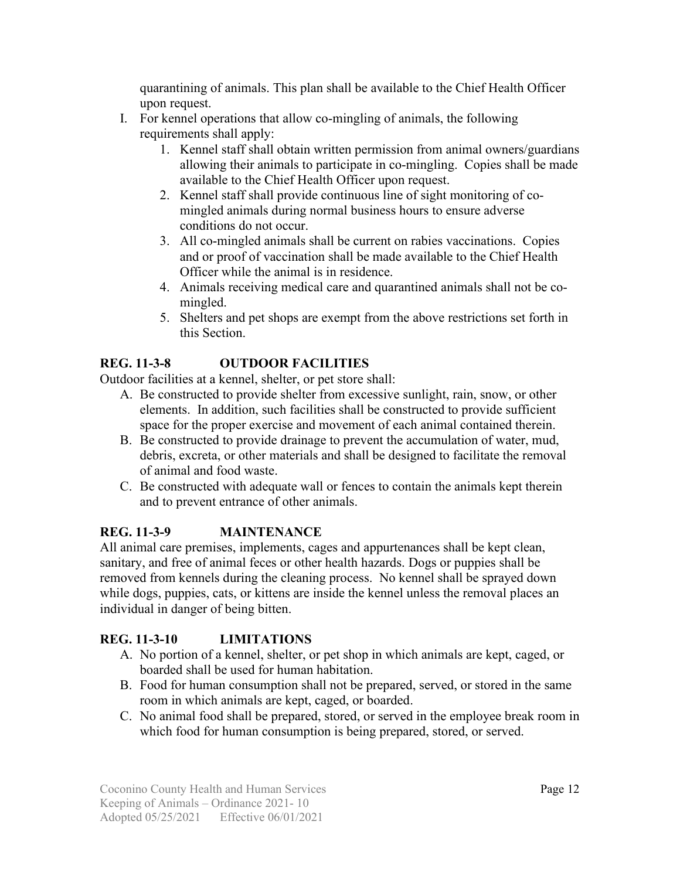quarantining of animals. This plan shall be available to the Chief Health Officer upon request.

I. For kennel operations that allow co-mingling of animals, the following requirements shall apply:
   1. Kennel staff shall obtain written permission from animal owners/guardians allowing their animals to participate in co-mingling. Copies shall be made available to the Chief Health Officer upon request.
   2. Kennel staff shall provide continuous line of sight monitoring of co-mingled animals during normal business hours to ensure adverse conditions do not occur.
   3. All co-mingled animals shall be current on rabies vaccinations. Copies and or proof of vaccination shall be made available to the Chief Health Officer while the animal is in residence.
   4. Animals receiving medical care and quarantined animals shall not be co-mingled.
   5. Shelters and pet shops are exempt from the above restrictions set forth in this Section.

## REG. 11-3-8 OUTDOOR FACILITIES

Outdoor facilities at a kennel, shelter, or pet store shall:

A. Be constructed to provide shelter from excessive sunlight, rain, snow, or other elements. In addition, such facilities shall be constructed to provide sufficient space for the proper exercise and movement of each animal contained therein.
B. Be constructed to provide drainage to prevent the accumulation of water, mud, debris, excreta, or other materials and shall be designed to facilitate the removal of animal and food waste.
C. Be constructed with adequate wall or fences to contain the animals kept therein and to prevent entrance of other animals.

## REG. 11-3-9 MAINTENANCE

All animal care premises, implements, cages and appurtenances shall be kept clean, sanitary, and free of animal feces or other health hazards. Dogs or puppies shall be removed from kennels during the cleaning process. No kennel shall be sprayed down while dogs, puppies, cats, or kittens are inside the kennel unless the removal places an individual in danger of being bitten.

## REG. 11-3-10 LIMITATIONS

A. No portion of a kennel, shelter, or pet shop in which animals are kept, caged, or boarded shall be used for human habitation.
B. Food for human consumption shall not be prepared, served, or stored in the same room in which animals are kept, caged, or boarded.
C. No animal food shall be prepared, stored, or served in the employee break room in which food for human consumption is being prepared, stored, or served.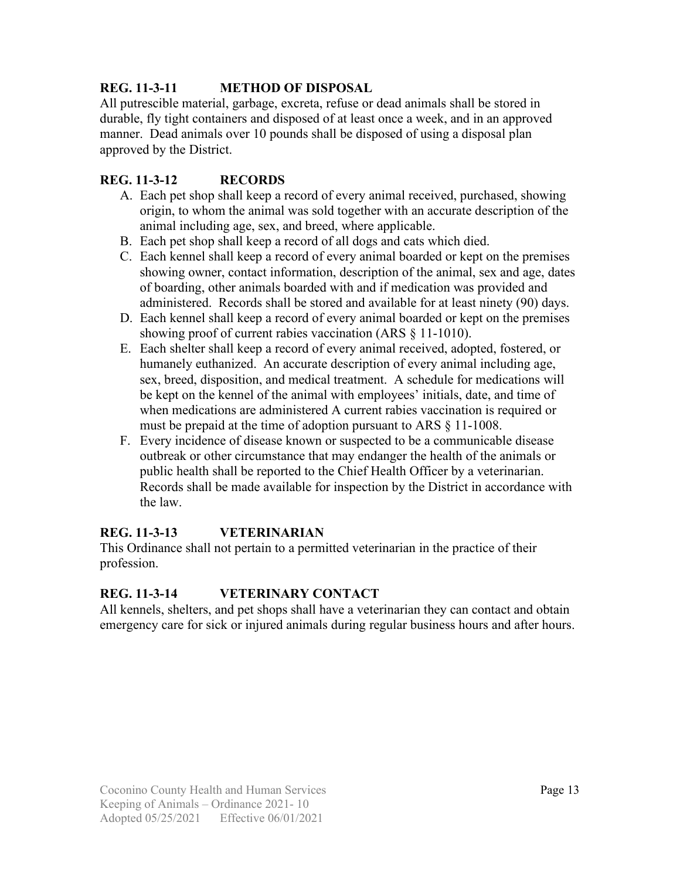### REG. 11-3-11 METHOD OF DISPOSAL

All putrescible material, garbage, excreta, refuse or dead animals shall be stored in durable, fly tight containers and disposed of at least once a week, and in an approved manner. Dead animals over 10 pounds shall be disposed of using a disposal plan approved by the District.

### REG. 11-3-12 RECORDS

A. Each pet shop shall keep a record of every animal received, purchased, showing origin, to whom the animal was sold together with an accurate description of the animal including age, sex, and breed, where applicable.
B. Each pet shop shall keep a record of all dogs and cats which died.
C. Each kennel shall keep a record of every animal boarded or kept on the premises showing owner, contact information, description of the animal, sex and age, dates of boarding, other animals boarded with and if medication was provided and administered. Records shall be stored and available for at least ninety (90) days.
D. Each kennel shall keep a record of every animal boarded or kept on the premises showing proof of current rabies vaccination (ARS § 11-1010).
E. Each shelter shall keep a record of every animal received, adopted, fostered, or humanely euthanized. An accurate description of every animal including age, sex, breed, disposition, and medical treatment. A schedule for medications will be kept on the kennel of the animal with employees' initials, date, and time of when medications are administered A current rabies vaccination is required or must be prepaid at the time of adoption pursuant to ARS § 11-1008.
F. Every incidence of disease known or suspected to be a communicable disease outbreak or other circumstance that may endanger the health of the animals or public health shall be reported to the Chief Health Officer by a veterinarian. Records shall be made available for inspection by the District in accordance with the law.

### REG. 11-3-13 VETERINARIAN

This Ordinance shall not pertain to a permitted veterinarian in the practice of their profession.

### REG. 11-3-14 VETERINARY CONTACT

All kennels, shelters, and pet shops shall have a veterinarian they can contact and obtain emergency care for sick or injured animals during regular business hours and after hours.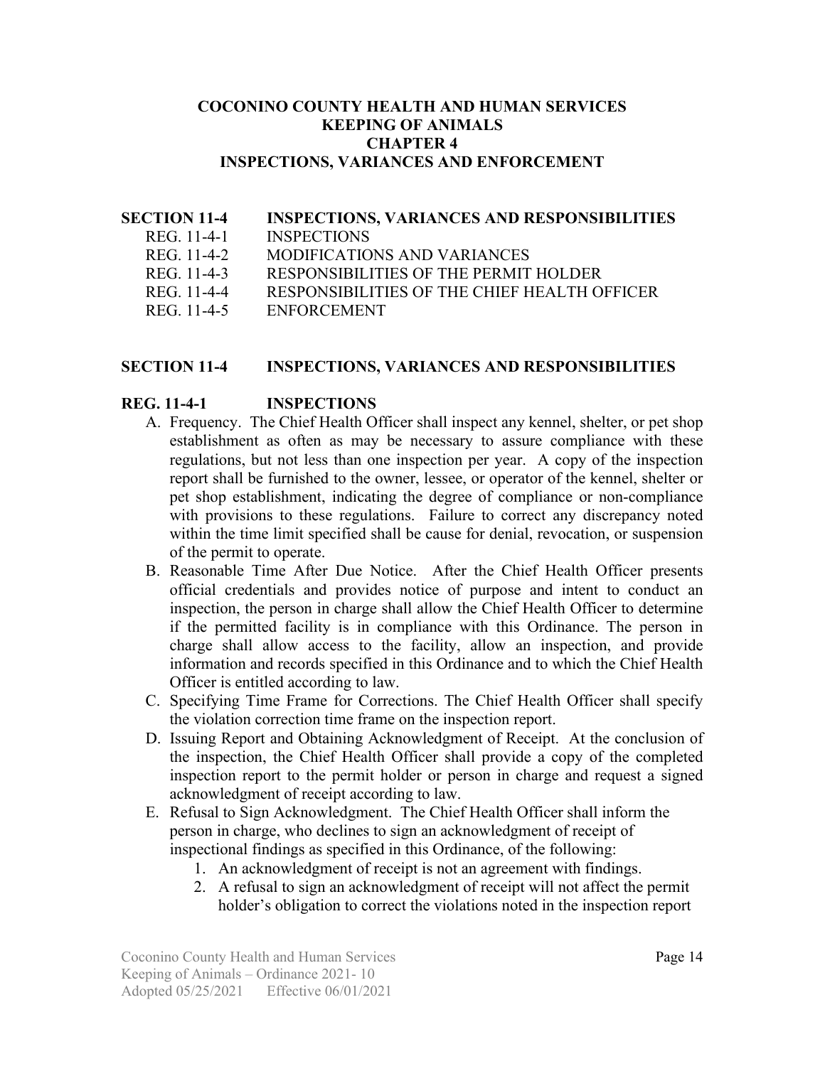**COCONINO COUNTY HEALTH AND HUMAN SERVICES**
**KEEPING OF ANIMALS**
**CHAPTER 4**
**INSPECTIONS, VARIANCES AND ENFORCEMENT**

**SECTION 11-4 INSPECTIONS, VARIANCES AND RESPONSIBILITIES**

- REG. 11-4-1 INSPECTIONS
- REG. 11-4-2 MODIFICATIONS AND VARIANCES
- REG. 11-4-3 RESPONSIBILITIES OF THE PERMIT HOLDER
- REG. 11-4-4 RESPONSIBILITIES OF THE CHIEF HEALTH OFFICER
- REG. 11-4-5 ENFORCEMENT

## SECTION 11-4 INSPECTIONS, VARIANCES AND RESPONSIBILITIES

### REG. 11-4-1 INSPECTIONS

A. Frequency. The Chief Health Officer shall inspect any kennel, shelter, or pet shop establishment as often as may be necessary to assure compliance with these regulations, but not less than one inspection per year. A copy of the inspection report shall be furnished to the owner, lessee, or operator of the kennel, shelter or pet shop establishment, indicating the degree of compliance or non-compliance with provisions to these regulations. Failure to correct any discrepancy noted within the time limit specified shall be cause for denial, revocation, or suspension of the permit to operate.

B. Reasonable Time After Due Notice. After the Chief Health Officer presents official credentials and provides notice of purpose and intent to conduct an inspection, the person in charge shall allow the Chief Health Officer to determine if the permitted facility is in compliance with this Ordinance. The person in charge shall allow access to the facility, allow an inspection, and provide information and records specified in this Ordinance and to which the Chief Health Officer is entitled according to law.

C. Specifying Time Frame for Corrections. The Chief Health Officer shall specify the violation correction time frame on the inspection report.

D. Issuing Report and Obtaining Acknowledgment of Receipt. At the conclusion of the inspection, the Chief Health Officer shall provide a copy of the completed inspection report to the permit holder or person in charge and request a signed acknowledgment of receipt according to law.

E. Refusal to Sign Acknowledgment. The Chief Health Officer shall inform the person in charge, who declines to sign an acknowledgment of receipt of inspectional findings as specified in this Ordinance, of the following:

1. An acknowledgment of receipt is not an agreement with findings.
2. A refusal to sign an acknowledgment of receipt will not affect the permit holder's obligation to correct the violations noted in the inspection report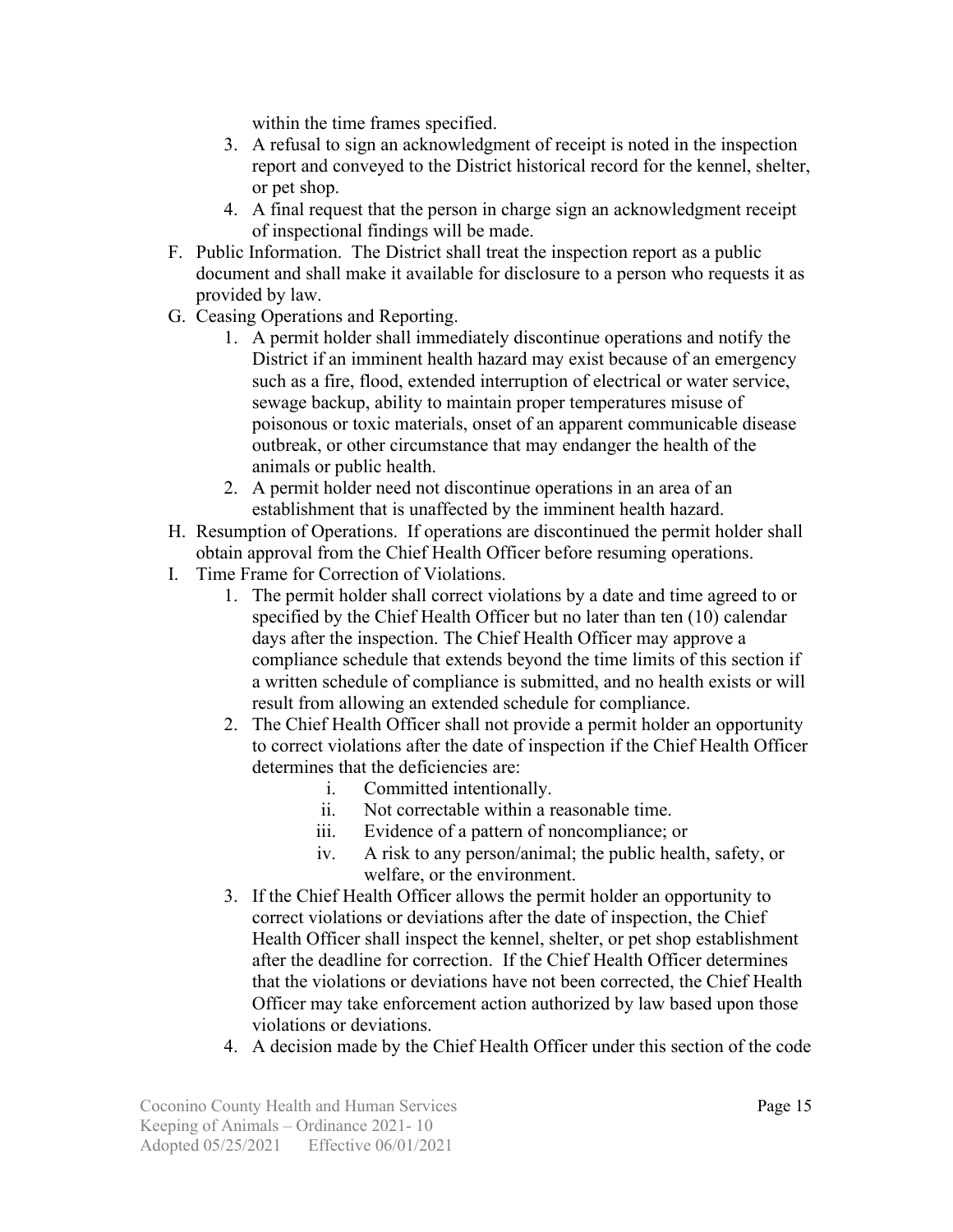within the time frames specified.

3. A refusal to sign an acknowledgment of receipt is noted in the inspection report and conveyed to the District historical record for the kennel, shelter, or pet shop.
4. A final request that the person in charge sign an acknowledgment receipt of inspectional findings will be made.

F. Public Information. The District shall treat the inspection report as a public document and shall make it available for disclosure to a person who requests it as provided by law.

G. Ceasing Operations and Reporting.

1. A permit holder shall immediately discontinue operations and notify the District if an imminent health hazard may exist because of an emergency such as a fire, flood, extended interruption of electrical or water service, sewage backup, ability to maintain proper temperatures misuse of poisonous or toxic materials, onset of an apparent communicable disease outbreak, or other circumstance that may endanger the health of the animals or public health.
2. A permit holder need not discontinue operations in an area of an establishment that is unaffected by the imminent health hazard.

H. Resumption of Operations. If operations are discontinued the permit holder shall obtain approval from the Chief Health Officer before resuming operations.

I. Time Frame for Correction of Violations.

1. The permit holder shall correct violations by a date and time agreed to or specified by the Chief Health Officer but no later than ten (10) calendar days after the inspection. The Chief Health Officer may approve a compliance schedule that extends beyond the time limits of this section if a written schedule of compliance is submitted, and no health exists or will result from allowing an extended schedule for compliance.
2. The Chief Health Officer shall not provide a permit holder an opportunity to correct violations after the date of inspection if the Chief Health Officer determines that the deficiencies are:
   i. Committed intentionally.
   ii. Not correctable within a reasonable time.
   iii. Evidence of a pattern of noncompliance; or
   iv. A risk to any person/animal; the public health, safety, or welfare, or the environment.
3. If the Chief Health Officer allows the permit holder an opportunity to correct violations or deviations after the date of inspection, the Chief Health Officer shall inspect the kennel, shelter, or pet shop establishment after the deadline for correction. If the Chief Health Officer determines that the violations or deviations have not been corrected, the Chief Health Officer may take enforcement action authorized by law based upon those violations or deviations.
4. A decision made by the Chief Health Officer under this section of the code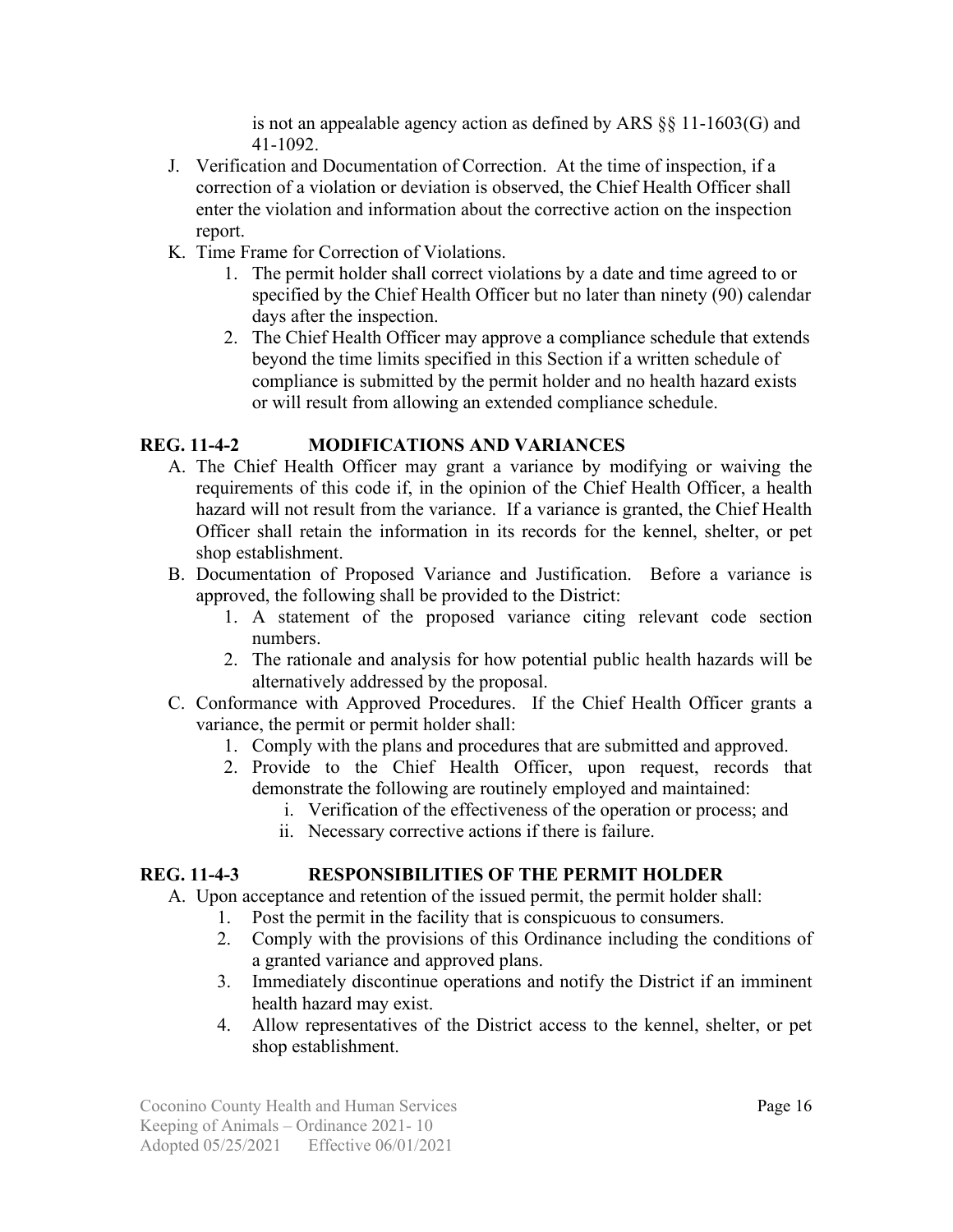is not an appealable agency action as defined by ARS §§ 11-1603(G) and 41-1092.

J. Verification and Documentation of Correction. At the time of inspection, if a correction of a violation or deviation is observed, the Chief Health Officer shall enter the violation and information about the corrective action on the inspection report.

K. Time Frame for Correction of Violations.
   1. The permit holder shall correct violations by a date and time agreed to or specified by the Chief Health Officer but no later than ninety (90) calendar days after the inspection.
   2. The Chief Health Officer may approve a compliance schedule that extends beyond the time limits specified in this Section if a written schedule of compliance is submitted by the permit holder and no health hazard exists or will result from allowing an extended compliance schedule.

## REG. 11-4-2 MODIFICATIONS AND VARIANCES

A. The Chief Health Officer may grant a variance by modifying or waiving the requirements of this code if, in the opinion of the Chief Health Officer, a health hazard will not result from the variance. If a variance is granted, the Chief Health Officer shall retain the information in its records for the kennel, shelter, or pet shop establishment.

B. Documentation of Proposed Variance and Justification. Before a variance is approved, the following shall be provided to the District:
   1. A statement of the proposed variance citing relevant code section numbers.
   2. The rationale and analysis for how potential public health hazards will be alternatively addressed by the proposal.

C. Conformance with Approved Procedures. If the Chief Health Officer grants a variance, the permit or permit holder shall:
   1. Comply with the plans and procedures that are submitted and approved.
   2. Provide to the Chief Health Officer, upon request, records that demonstrate the following are routinely employed and maintained:
      i. Verification of the effectiveness of the operation or process; and
      ii. Necessary corrective actions if there is failure.

## REG. 11-4-3 RESPONSIBILITIES OF THE PERMIT HOLDER

A. Upon acceptance and retention of the issued permit, the permit holder shall:
   1. Post the permit in the facility that is conspicuous to consumers.
   2. Comply with the provisions of this Ordinance including the conditions of a granted variance and approved plans.
   3. Immediately discontinue operations and notify the District if an imminent health hazard may exist.
   4. Allow representatives of the District access to the kennel, shelter, or pet shop establishment.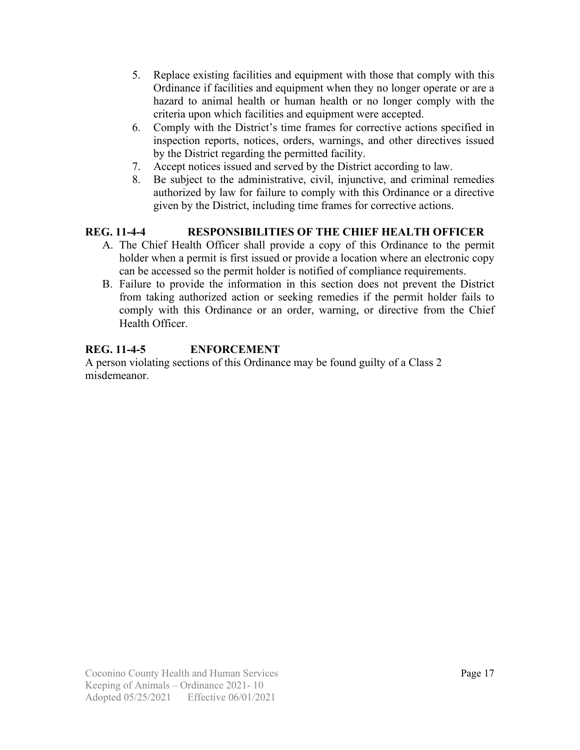5. Replace existing facilities and equipment with those that comply with this Ordinance if facilities and equipment when they no longer operate or are a hazard to animal health or human health or no longer comply with the criteria upon which facilities and equipment were accepted.
6. Comply with the District's time frames for corrective actions specified in inspection reports, notices, orders, warnings, and other directives issued by the District regarding the permitted facility.
7. Accept notices issued and served by the District according to law.
8. Be subject to the administrative, civil, injunctive, and criminal remedies authorized by law for failure to comply with this Ordinance or a directive given by the District, including time frames for corrective actions.

## REG. 11-4-4 RESPONSIBILITIES OF THE CHIEF HEALTH OFFICER

A. The Chief Health Officer shall provide a copy of this Ordinance to the permit holder when a permit is first issued or provide a location where an electronic copy can be accessed so the permit holder is notified of compliance requirements.

B. Failure to provide the information in this section does not prevent the District from taking authorized action or seeking remedies if the permit holder fails to comply with this Ordinance or an order, warning, or directive from the Chief Health Officer.

## REG. 11-4-5 ENFORCEMENT

A person violating sections of this Ordinance may be found guilty of a Class 2 misdemeanor.